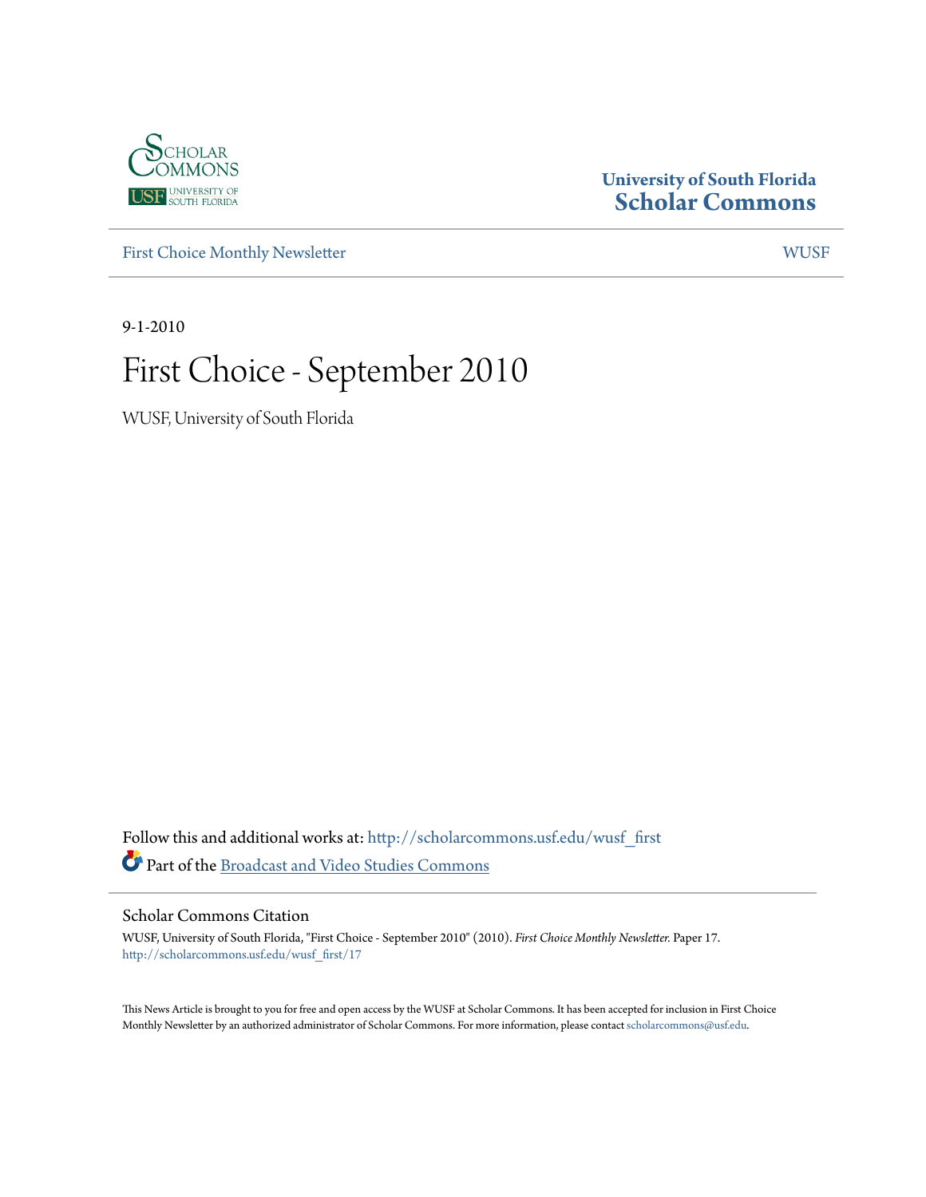University of South Florida
**Scholar Commons**

First Choice Monthly Newsletter | WUSF

9-1-2010

# First Choice - September 2010

WUSF, University of South Florida

Follow this and additional works at: http://scholarcommons.usf.edu/wusf_first

Part of the Broadcast and Video Studies Commons

## Scholar Commons Citation

WUSF, University of South Florida, "First Choice - September 2010" (2010). *First Choice Monthly Newsletter.* Paper 17.
http://scholarcommons.usf.edu/wusf_first/17

This News Article is brought to you for free and open access by the WUSF at Scholar Commons. It has been accepted for inclusion in First Choice Monthly Newsletter by an authorized administrator of Scholar Commons. For more information, please contact scholarcommons@usf.edu.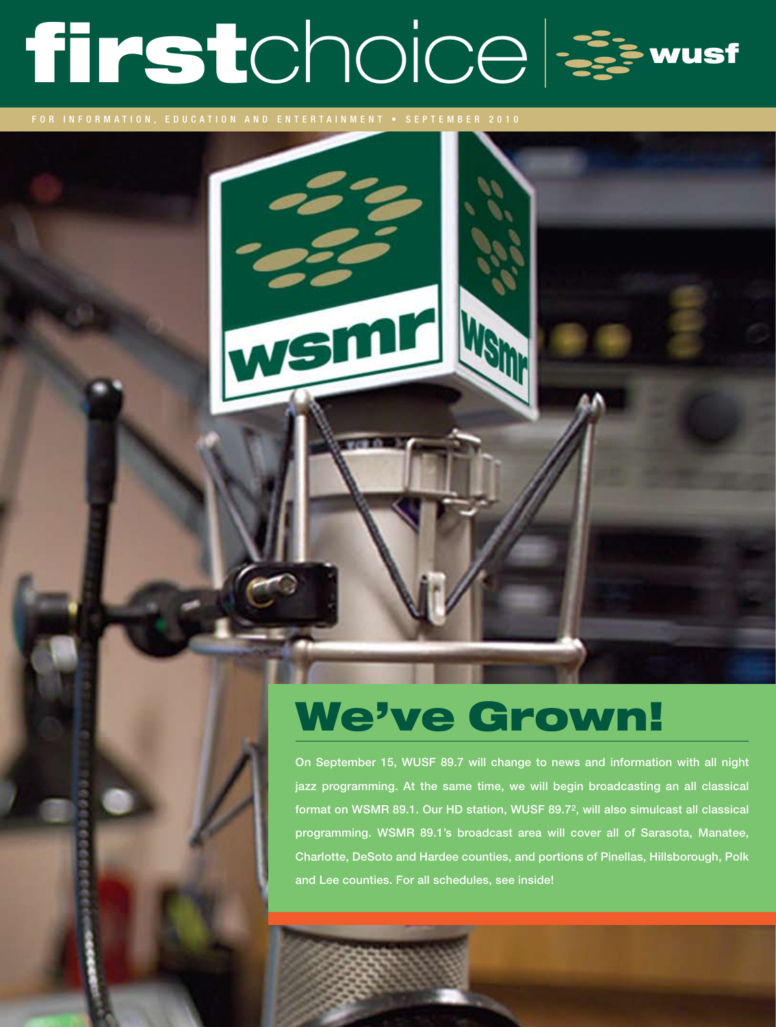# firstchoice | wusf

FOR INFORMATION, EDUCATION AND ENTERTAINMENT • SEPTEMBER 2010

## We've Grown!

On September 15, WUSF 89.7 will change to news and information with all night jazz programming. At the same time, we will begin broadcasting an all classical format on WSMR 89.1. Our HD station, WUSF 89.7², will also simulcast all classical programming. WSMR 89.1's broadcast area will cover all of Sarasota, Manatee, Charlotte, DeSoto and Hardee counties, and portions of Pinellas, Hillsborough, Polk and Lee counties. For all schedules, see inside!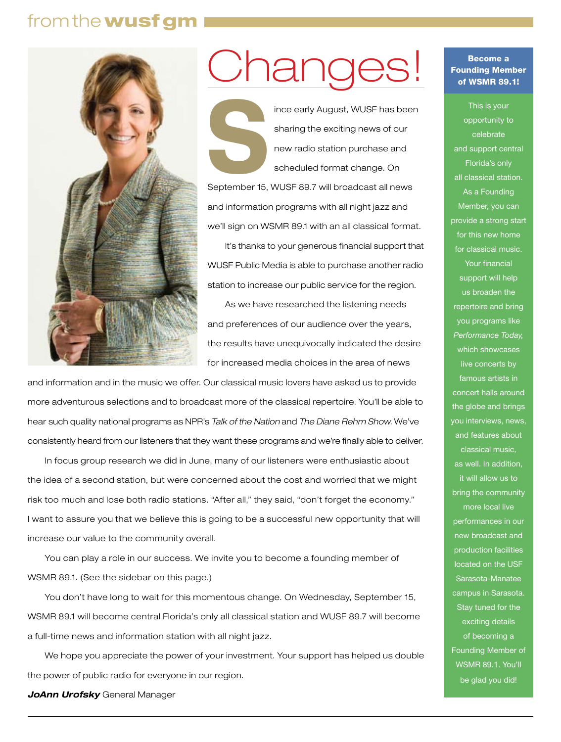## from the wusf gm

# Changes!

Since early August, WUSF has been sharing the exciting news of our new radio station purchase and scheduled format change. On September 15, WUSF 89.7 will broadcast all news and information programs with all night jazz and we'll sign on WSMR 89.1 with an all classical format.

It's thanks to your generous financial support that WUSF Public Media is able to purchase another radio station to increase our public service for the region.

As we have researched the listening needs and preferences of our audience over the years, the results have unequivocally indicated the desire for increased media choices in the area of news and information and in the music we offer. Our classical music lovers have asked us to provide more adventurous selections and to broadcast more of the classical repertoire. You'll be able to hear such quality national programs as NPR's *Talk of the Nation* and *The Diane Rehm Show.* We've consistently heard from our listeners that they want these programs and we're finally able to deliver.

In focus group research we did in June, many of our listeners were enthusiastic about the idea of a second station, but were concerned about the cost and worried that we might risk too much and lose both radio stations. "After all," they said, "don't forget the economy." I want to assure you that we believe this is going to be a successful new opportunity that will increase our value to the community overall.

You can play a role in our success. We invite you to become a founding member of WSMR 89.1. (See the sidebar on this page.)

You don't have long to wait for this momentous change. On Wednesday, September 15, WSMR 89.1 will become central Florida's only all classical station and WUSF 89.7 will become a full-time news and information station with all night jazz.

We hope you appreciate the power of your investment. Your support has helped us double the power of public radio for everyone in our region.

***JoAnn Urofsky*** General Manager

### Become a Founding Member of WSMR 89.1!

This is your opportunity to celebrate and support central Florida's only all classical station. As a Founding Member, you can provide a strong start for this new home for classical music. Your financial support will help us broaden the repertoire and bring you programs like *Performance Today,* which showcases live concerts by famous artists in concert halls around the globe and brings you interviews, news, and features about classical music, as well. In addition, it will allow us to bring the community more local live performances in our new broadcast and production facilities located on the USF Sarasota-Manatee campus in Sarasota. Stay tuned for the exciting details of becoming a Founding Member of WSMR 89.1. You'll be glad you did!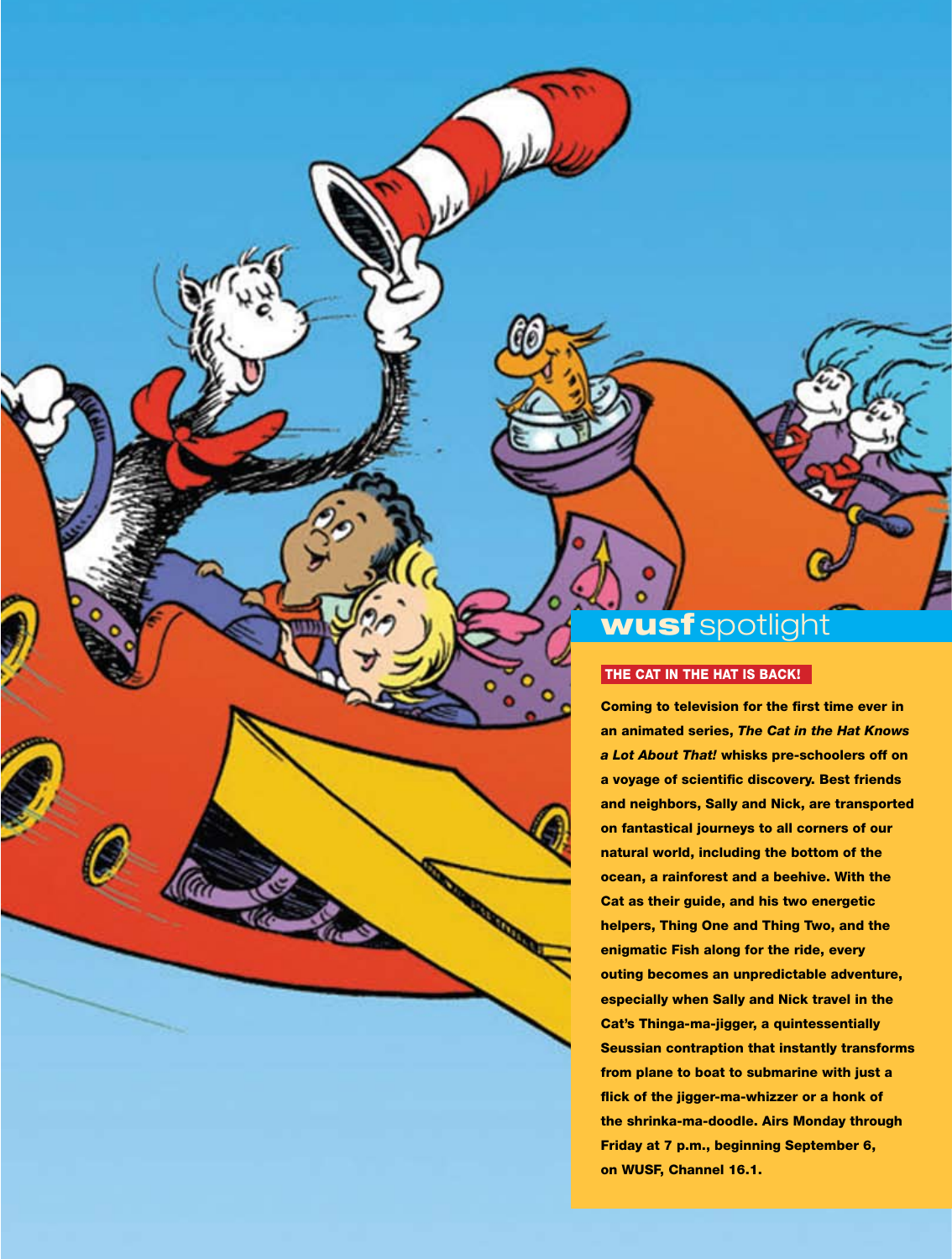## **wusf** spotlight

### THE CAT IN THE HAT IS BACK!

**Coming to television for the first time ever in an animated series, *The Cat in the Hat Knows a Lot About That!* whisks pre-schoolers off on a voyage of scientific discovery. Best friends and neighbors, Sally and Nick, are transported on fantastical journeys to all corners of our natural world, including the bottom of the ocean, a rainforest and a beehive. With the Cat as their guide, and his two energetic helpers, Thing One and Thing Two, and the enigmatic Fish along for the ride, every outing becomes an unpredictable adventure, especially when Sally and Nick travel in the Cat's Thinga-ma-jigger, a quintessentially Seussian contraption that instantly transforms from plane to boat to submarine with just a flick of the jigger-ma-whizzer or a honk of the shrinka-ma-doodle. Airs Monday through Friday at 7 p.m., beginning September 6, on WUSF, Channel 16.1.**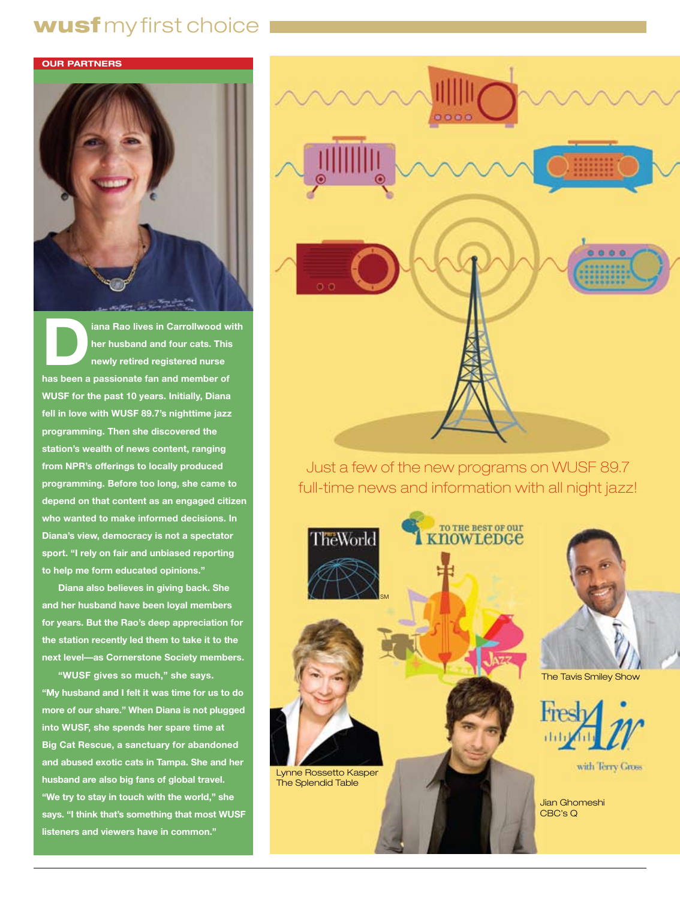## OUR PARTNERS

**Diana Rao lives in Carrollwood with her husband and four cats. This newly retired registered nurse has been a passionate fan and member of WUSF for the past 10 years. Initially, Diana fell in love with WUSF 89.7's nighttime jazz programming. Then she discovered the station's wealth of news content, ranging from NPR's offerings to locally produced programming. Before too long, she came to depend on that content as an engaged citizen who wanted to make informed decisions. In Diana's view, democracy is not a spectator sport. "I rely on fair and unbiased reporting to help me form educated opinions."**

**Diana also believes in giving back. She and her husband have been loyal members for years. But the Rao's deep appreciation for the station recently led them to take it to the next level—as Cornerstone Society members.**

**"WUSF gives so much," she says. "My husband and I felt it was time for us to do more of our share." When Diana is not plugged into WUSF, she spends her spare time at Big Cat Rescue, a sanctuary for abandoned and abused exotic cats in Tampa. She and her husband are also big fans of global travel. "We try to stay in touch with the world," she says. "I think that's something that most WUSF listeners and viewers have in common."**

Just a few of the new programs on WUSF 89.7 full-time news and information with all night jazz!

The World

To the Best of Our Knowledge

The Tavis Smiley Show

Fresh Air with Terry Gross

Lynne Rossetto Kasper
The Splendid Table

Jian Ghomeshi
CBC's Q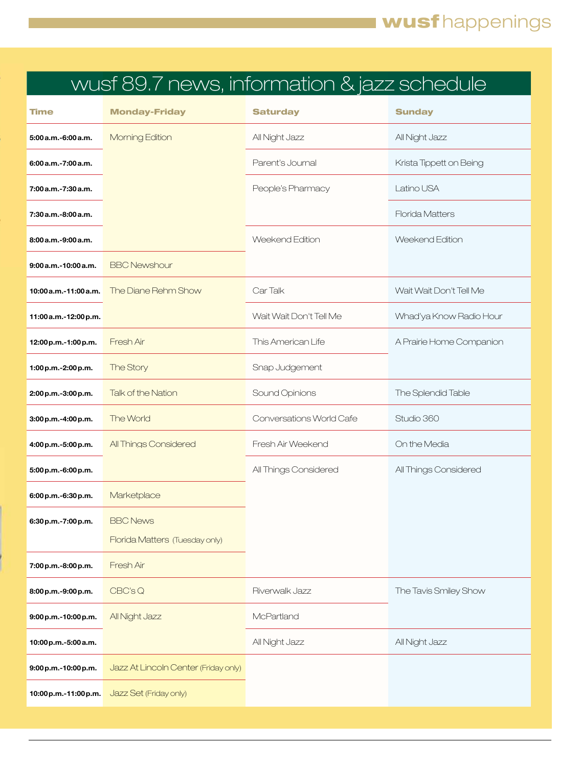## wusf 89.7 news, information & jazz schedule

| Time | Monday-Friday | Saturday | Sunday |
|---|---|---|---|
| 5:00 a.m.-6:00 a.m. | Morning Edition | All Night Jazz | All Night Jazz |
| 6:00 a.m.-7:00 a.m. | | Parent's Journal | Krista Tippett on Being |
| 7:00 a.m.-7:30 a.m. | | People's Pharmacy | Latino USA |
| 7:30 a.m.-8:00 a.m. | | | Florida Matters |
| 8:00 a.m.-9:00 a.m. | | Weekend Edition | Weekend Edition |
| 9:00 a.m.-10:00 a.m. | BBC Newshour | | |
| 10:00 a.m.-11:00 a.m. | The Diane Rehm Show | Car Talk | Wait Wait Don't Tell Me |
| 11:00 a.m.-12:00 p.m. | | Wait Wait Don't Tell Me | Whad'ya Know Radio Hour |
| 12:00 p.m.-1:00 p.m. | Fresh Air | This American Life | A Prairie Home Companion |
| 1:00 p.m.-2:00 p.m. | The Story | Snap Judgement | |
| 2:00 p.m.-3:00 p.m. | Talk of the Nation | Sound Opinions | The Splendid Table |
| 3:00 p.m.-4:00 p.m. | The World | Conversations World Cafe | Studio 360 |
| 4:00 p.m.-5:00 p.m. | All Things Considered | Fresh Air Weekend | On the Media |
| 5:00 p.m.-6:00 p.m. | | All Things Considered | All Things Considered |
| 6:00 p.m.-6:30 p.m. | Marketplace | | |
| 6:30 p.m.-7:00 p.m. | BBC News<br>Florida Matters (Tuesday only) | | |
| 7:00 p.m.-8:00 p.m. | Fresh Air | | |
| 8:00 p.m.-9:00 p.m. | CBC's Q | Riverwalk Jazz | The Tavis Smiley Show |
| 9:00 p.m.-10:00 p.m. | All Night Jazz | McPartland | |
| 10:00 p.m.-5:00 a.m. | | All Night Jazz | All Night Jazz |
| 9:00 p.m.-10:00 p.m. | Jazz At Lincoln Center (Friday only) | | |
| 10:00 p.m.-11:00 p.m. | Jazz Set (Friday only) | | |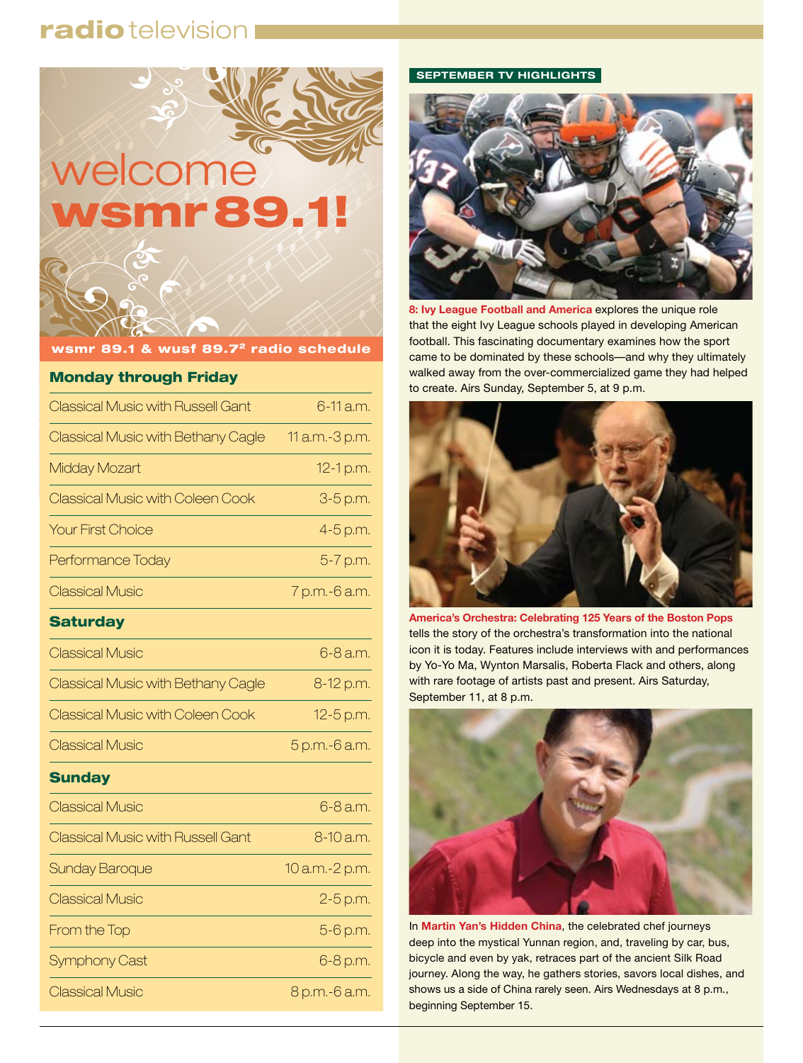# radio television

## welcome wsmr 89.1!

### wsmr 89.1 & wusf 89.7[2] radio schedule

| Monday through Friday | |
|---|---|
| Classical Music with Russell Gant | 6-11 a.m. |
| Classical Music with Bethany Cagle | 11 a.m.-3 p.m. |
| Midday Mozart | 12-1 p.m. |
| Classical Music with Coleen Cook | 3-5 p.m. |
| Your First Choice | 4-5 p.m. |
| Performance Today | 5-7 p.m. |
| Classical Music | 7 p.m.-6 a.m. |
| **Saturday** | |
| Classical Music | 6-8 a.m. |
| Classical Music with Bethany Cagle | 8-12 p.m. |
| Classical Music with Coleen Cook | 12-5 p.m. |
| Classical Music | 5 p.m.-6 a.m. |
| **Sunday** | |
| Classical Music | 6-8 a.m. |
| Classical Music with Russell Gant | 8-10 a.m. |
| Sunday Baroque | 10 a.m.-2 p.m. |
| Classical Music | 2-5 p.m. |
| From the Top | 5-6 p.m. |
| Symphony Cast | 6-8 p.m. |
| Classical Music | 8 p.m.-6 a.m. |

### SEPTEMBER TV HIGHLIGHTS

**8: Ivy League Football and America** explores the unique role that the eight Ivy League schools played in developing American football. This fascinating documentary examines how the sport came to be dominated by these schools—and why they ultimately walked away from the over-commercialized game they had helped to create. Airs Sunday, September 5, at 9 p.m.

**America's Orchestra: Celebrating 125 Years of the Boston Pops** tells the story of the orchestra's transformation into the national icon it is today. Features include interviews with and performances by Yo-Yo Ma, Wynton Marsalis, Roberta Flack and others, along with rare footage of artists past and present. Airs Saturday, September 11, at 8 p.m.

In **Martin Yan's Hidden China**, the celebrated chef journeys deep into the mystical Yunnan region, and, traveling by car, bus, bicycle and even by yak, retraces part of the ancient Silk Road journey. Along the way, he gathers stories, savors local dishes, and shows us a side of China rarely seen. Airs Wednesdays at 8 p.m., beginning September 15.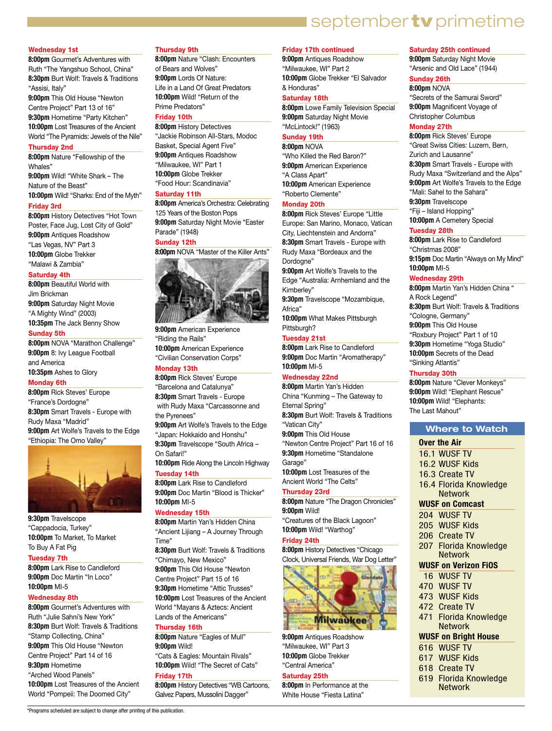# september tv primetime

## Wednesday 1st

**8:00pm** Gourmet's Adventures with Ruth "The Yangshuo School, China"
**8:30pm** Burt Wolf: Travels & Traditions "Assisi, Italy"
**9:00pm** This Old House "Newton Centre Project" Part 13 of 16"
**9:30pm** Hometime "Party Kitchen"
**10:00pm** Lost Treasures of the Ancient World "The Pyramids: Jewels of the Nile"

## Thursday 2nd

**8:00pm** Nature "Fellowship of the Whales"
**9:00pm** Wild! "White Shark – The Nature of the Beast"
**10:00pm** Wild! "Sharks: End of the Myth"

## Friday 3rd

**8:00pm** History Detectives "Hot Town Poster, Face Jug, Lost City of Gold"
**9:00pm** Antiques Roadshow "Las Vegas, NV" Part 3
**10:00pm** Globe Trekker "Malawi & Zambia"

## Saturday 4th

**8:00pm** Beautiful World with Jim Brickman
**9:00pm** Saturday Night Movie "A Mighty Wind" (2003)
**10:35pm** The Jack Benny Show

## Sunday 5th

**8:00pm** NOVA "Marathon Challenge"
**9:00pm** 8: Ivy League Football and America
**10:35pm** Ashes to Glory

## Monday 6th

**8:00pm** Rick Steves' Europe "France's Dordogne"
**8:30pm** Smart Travels - Europe with Rudy Maxa "Madrid"
**9:00pm** Art Wolfe's Travels to the Edge "Ethiopia: The Omo Valley"
**9:30pm** Travelscope "Cappadocia, Turkey"
**10:00pm** To Market, To Market To Buy A Fat Pig

## Tuesday 7th

**8:00pm** Lark Rise to Candleford
**9:00pm** Doc Martin "In Loco"
**10:00pm** MI-5

## Wednesday 8th

**8:00pm** Gourmet's Adventures with Ruth "Julie Sahni's New York"
**8:30pm** Burt Wolf: Travels & Traditions "Stamp Collecting, China"
**9:00pm** This Old House "Newton Centre Project" Part 14 of 16
**9:30pm** Hometime "Arched Wood Panels"
**10:00pm** Lost Treasures of the Ancient World "Pompeii: The Doomed City"

## Thursday 9th

**8:00pm** Nature "Clash: Encounters of Bears and Wolves"
**9:00pm** Lords Of Nature: Life in a Land Of Great Predators
**10:00pm** Wild! "Return of the Prime Predators"

## Friday 10th

**8:00pm** History Detectives "Jackie Robinson All-Stars, Modoc Basket, Special Agent Five"
**9:00pm** Antiques Roadshow "Milwaukee, WI" Part 1
**10:00pm** Globe Trekker "Food Hour: Scandinavia"

## Saturday 11th

**8:00pm** America's Orchestra: Celebrating 125 Years of the Boston Pops
**9:00pm** Saturday Night Movie "Easter Parade" (1948)

## Sunday 12th

**8:00pm** NOVA "Master of the Killer Ants"
**9:00pm** American Experience "Riding the Rails"
**10:00pm** American Experience "Civilian Conservation Corps"

## Monday 13th

**8:00pm** Rick Steves' Europe "Barcelona and Catalunya"
**8:30pm** Smart Travels - Europe with Rudy Maxa "Carcassonne and the Pyrenees"
**9:00pm** Art Wolfe's Travels to the Edge "Japan: Hokkaido and Honshu"
**9:30pm** Travelscope "South Africa – On Safari!"
**10:00pm** Ride Along the Lincoln Highway

## Tuesday 14th

**8:00pm** Lark Rise to Candleford
**9:00pm** Doc Martin "Blood is Thicker"
**10:00pm** MI-5

## Wednesday 15th

**8:00pm** Martin Yan's Hidden China "Ancient Lijiang – A Journey Through Time"
**8:30pm** Burt Wolf: Travels & Traditions "Chimayo, New Mexico"
**9:00pm** This Old House "Newton Centre Project" Part 15 of 16
**9:30pm** Hometime "Attic Trusses"
**10:00pm** Lost Treasures of the Ancient World "Mayans & Aztecs: Ancient Lands of the Americans"

## Thursday 16th

**8:00pm** Nature "Eagles of Mull"
**9:00pm** Wild! "Cats & Eagles: Mountain Rivals"
**10:00pm** Wild! "The Secret of Cats"

## Friday 17th

**8:00pm** History Detectives "WB Cartoons, Galvez Papers, Mussolini Dagger"

## Friday 17th continued

**9:00pm** Antiques Roadshow "Milwaukee, WI" Part 2
**10:00pm** Globe Trekker "El Salvador & Honduras"

## Saturday 18th

**8:00pm** Lowe Family Television Special
**9:00pm** Saturday Night Movie "McLintock!" (1963)

## Sunday 19th

**8:00pm** NOVA "Who Killed the Red Baron?"
**9:00pm** American Experience "A Class Apart"
**10:00pm** American Experience "Roberto Clemente"

## Monday 20th

**8:00pm** Rick Steves' Europe "Little Europe: San Marino, Monaco, Vatican City, Liechtenstein and Andorra"
**8:30pm** Smart Travels - Europe with Rudy Maxa "Bordeaux and the Dordogne"
**9:00pm** Art Wolfe's Travels to the Edge "Australia: Arnhemland and the Kimberley"
**9:30pm** Travelscope "Mozambique, Africa"
**10:00pm** What Makes Pittsburgh Pittsburgh?

## Tuesday 21st

**8:00pm** Lark Rise to Candleford
**9:00pm** Doc Martin "Aromatherapy"
**10:00pm** MI-5

## Wednesday 22nd

**8:00pm** Martin Yan's Hidden China "Kunming – The Gateway to Eternal Spring"
**8:30pm** Burt Wolf: Travels & Traditions "Vatican City"
**9:00pm** This Old House "Newton Centre Project" Part 16 of 16
**9:30pm** Hometime "Standalone Garage"
**10:00pm** Lost Treasures of the Ancient World "The Celts"

## Thursday 23rd

**8:00pm** Nature "The Dragon Chronicles"
**9:00pm** Wild! "Creatures of the Black Lagoon"
**10:00pm** Wild! "Warthog"

## Friday 24th

**8:00pm** History Detectives "Chicago Clock, Universal Friends, War Dog Letter"
**9:00pm** Antiques Roadshow "Milwaukee, WI" Part 3
**10:00pm** Globe Trekker "Central America"

## Saturday 25th

**8:00pm** In Performance at the White House "Fiesta Latina"

## Saturday 25th continued

**9:00pm** Saturday Night Movie "Arsenic and Old Lace" (1944)

## Sunday 26th

**8:00pm** NOVA "Secrets of the Samurai Sword"
**9:00pm** Magnificent Voyage of Christopher Columbus

## Monday 27th

**8:00pm** Rick Steves' Europe "Great Swiss Cities: Luzern, Bern, Zurich and Lausanne"
**8:30pm** Smart Travels - Europe with Rudy Maxa "Switzerland and the Alps"
**9:00pm** Art Wolfe's Travels to the Edge "Mali: Sahel to the Sahara"
**9:30pm** Travelscope "Fiji – Island Hopping"
**10:00pm** A Cemetery Special

## Tuesday 28th

**8:00pm** Lark Rise to Candleford "Christmas 2008"
**9:15pm** Doc Martin "Always on My Mind"
**10:00pm** MI-5

## Wednesday 29th

**8:00pm** Martin Yan's Hidden China " A Rock Legend"
**8:30pm** Burt Wolf: Travels & Traditions "Cologne, Germany"
**9:00pm** This Old House "Roxbury Project" Part 1 of 10
**9:30pm** Hometime "Yoga Studio"
**10:00pm** Secrets of the Dead "Sinking Atlantis"

## Thursday 30th

**8:00pm** Nature "Clever Monkeys"
**9:00pm** Wild! "Elephant Rescue"
**10:00pm** Wild! "Elephants: The Last Mahout"

## Where to Watch

**Over the Air**
16.1 WUSF TV
16.2 WUSF Kids
16.3 Create TV
16.4 Florida Knowledge Network

**WUSF on Comcast**
204 WUSF TV
205 WUSF Kids
206 Create TV
207 Florida Knowledge Network

**WUSF on Verizon FiOS**
16 WUSF TV
470 WUSF TV
473 WUSF Kids
472 Create TV
471 Florida Knowledge Network

**WUSF on Bright House**
616 WUSF TV
617 WUSF Kids
618 Create TV
619 Florida Knowledge Network

*Programs scheduled are subject to change after printing of this publication.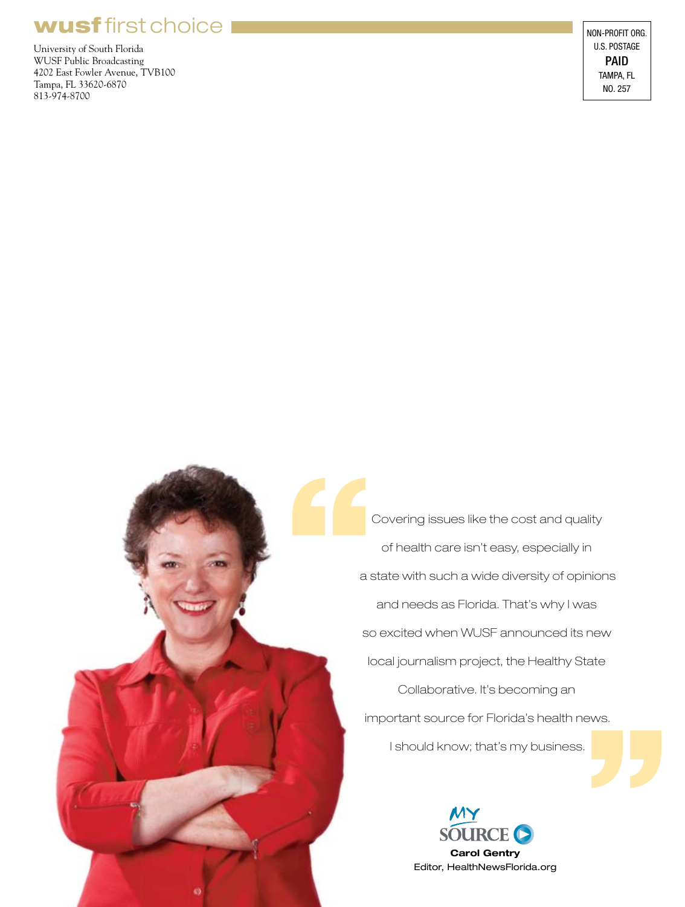**wusf** first choice

University of South Florida
WUSF Public Broadcasting
4202 East Fowler Avenue, TVB100
Tampa, FL 33620-6870
813-974-8700

NON-PROFIT ORG.
U.S. POSTAGE
**PAID**
TAMPA, FL
NO. 257

"Covering issues like the cost and quality of health care isn't easy, especially in a state with such a wide diversity of opinions and needs as Florida. That's why I was so excited when WUSF announced its new local journalism project, the Healthy State Collaborative. It's becoming an important source for Florida's health news. I should know; that's my business."

MY SOURCE

**Carol Gentry**
Editor, HealthNewsFlorida.org